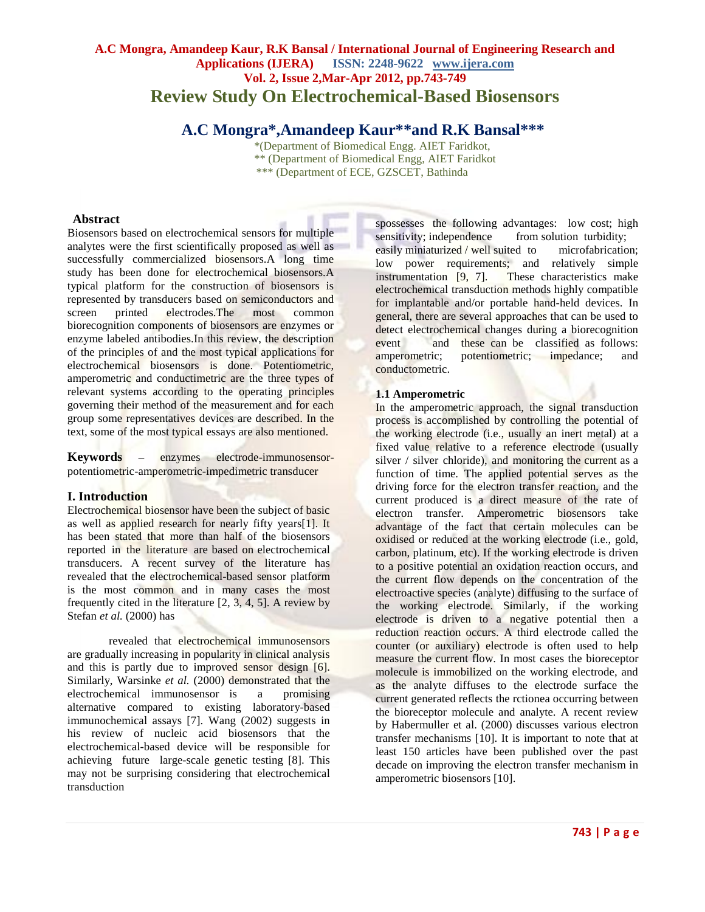# Review Study On Electrochemical-Based Biosensors

## A.C Mongra*,Amandeep Kaur**and R.K Bansal***

*(Department of Biomedical Engg. AIET Faridkot,
** (Department of Biomedical Engg, AIET Faridkot
*** (Department of ECE, GZSCET, Bathinda

### Abstract

Biosensors based on electrochemical sensors for multiple analytes were the first scientifically proposed as well as successfully commercialized biosensors.A long time study has been done for electrochemical biosensors.A typical platform for the construction of biosensors is represented by transducers based on semiconductors and screen printed electrodes.The most common biorecognition components of biosensors are enzymes or enzyme labeled antibodies.In this review, the description of the principles of and the most typical applications for electrochemical biosensors is done. Potentiometric, amperometric and conductimetric are the three types of relevant systems according to the operating principles governing their method of the measurement and for each group some representatives devices are described. In the text, some of the most typical essays are also mentioned.

**Keywords** – enzymes electrode-immunosensor-potentiometric-amperometric-impedimetric transducer

## I. Introduction

Electrochemical biosensor have been the subject of basic as well as applied research for nearly fifty years[1]. It has been stated that more than half of the biosensors reported in the literature are based on electrochemical transducers. A recent survey of the literature has revealed that the electrochemical-based sensor platform is the most common and in many cases the most frequently cited in the literature [2, 3, 4, 5]. A review by Stefan *et al.* (2000) has

revealed that electrochemical immunosensors are gradually increasing in popularity in clinical analysis and this is partly due to improved sensor design [6]. Similarly, Warsinke *et al.* (2000) demonstrated that the electrochemical immunosensor is a promising alternative compared to existing laboratory-based immunochemical assays [7]. Wang (2002) suggests in his review of nucleic acid biosensors that the electrochemical-based device will be responsible for achieving future large-scale genetic testing [8]. This may not be surprising considering that electrochemical transduction spossesses the following advantages: low cost; high sensitivity; independence from solution turbidity; easily miniaturized / well suited to microfabrication; low power requirements; and relatively simple instrumentation [9, 7]. These characteristics make electrochemical transduction methods highly compatible for implantable and/or portable hand-held devices. In general, there are several approaches that can be used to detect electrochemical changes during a biorecognition event and these can be classified as follows: amperometric; potentiometric; impedance; and conductometric.

### 1.1 Amperometric

In the amperometric approach, the signal transduction process is accomplished by controlling the potential of the working electrode (i.e., usually an inert metal) at a fixed value relative to a reference electrode (usually silver / silver chloride), and monitoring the current as a function of time. The applied potential serves as the driving force for the electron transfer reaction, and the current produced is a direct measure of the rate of electron transfer. Amperometric biosensors take advantage of the fact that certain molecules can be oxidised or reduced at the working electrode (i.e., gold, carbon, platinum, etc). If the working electrode is driven to a positive potential an oxidation reaction occurs, and the current flow depends on the concentration of the electroactive species (analyte) diffusing to the surface of the working electrode. Similarly, if the working electrode is driven to a negative potential then a reduction reaction occurs. A third electrode called the counter (or auxiliary) electrode is often used to help measure the current flow. In most cases the bioreceptor molecule is immobilized on the working electrode, and as the analyte diffuses to the electrode surface the current generated reflects the rctionea occurring between the bioreceptor molecule and analyte. A recent review by Habermuller et al. (2000) discusses various electron transfer mechanisms [10]. It is important to note that at least 150 articles have been published over the past decade on improving the electron transfer mechanism in amperometric biosensors [10].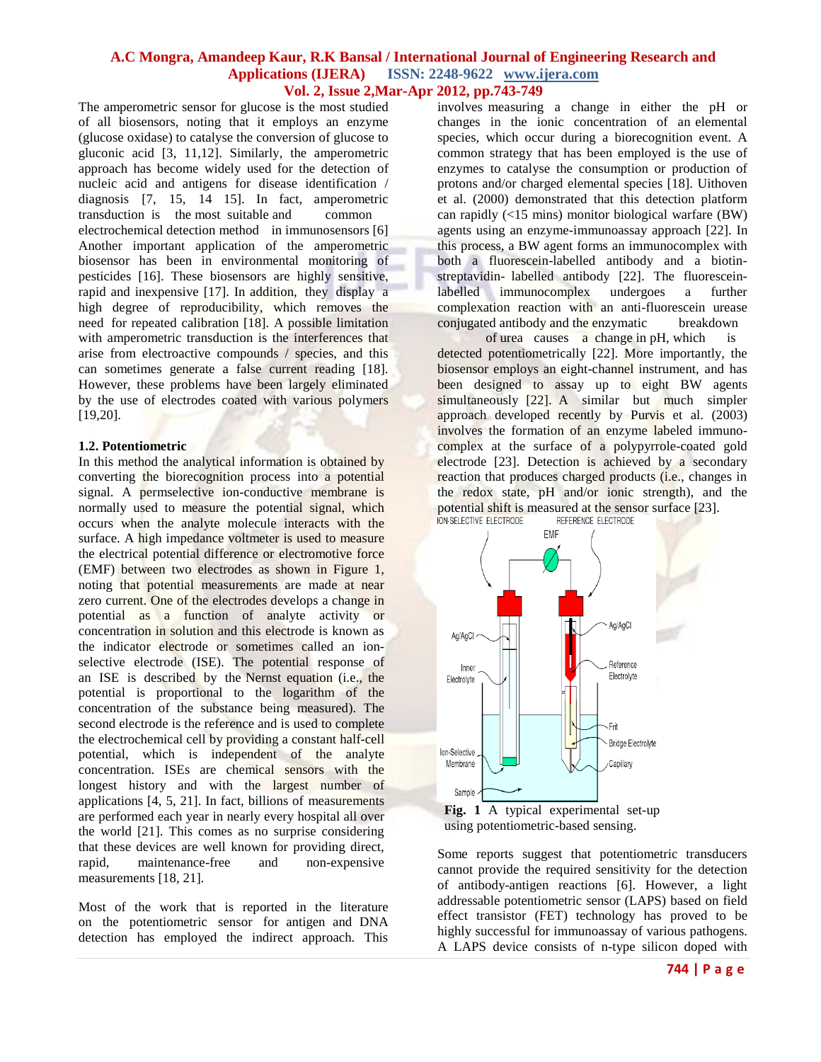The amperometric sensor for glucose is the most studied of all biosensors, noting that it employs an enzyme (glucose oxidase) to catalyse the conversion of glucose to gluconic acid [3, 11,12]. Similarly, the amperometric approach has become widely used for the detection of nucleic acid and antigens for disease identification / diagnosis [7, 15, 14 15]. In fact, amperometric transduction is the most suitable and common electrochemical detection method in immunosensors [6] Another important application of the amperometric biosensor has been in environmental monitoring of pesticides [16]. These biosensors are highly sensitive, rapid and inexpensive [17]. In addition, they display a high degree of reproducibility, which removes the need for repeated calibration [18]. A possible limitation with amperometric transduction is the interferences that arise from electroactive compounds / species, and this can sometimes generate a false current reading [18]. However, these problems have been largely eliminated by the use of electrodes coated with various polymers [19,20].

### 1.2. Potentiometric

In this method the analytical information is obtained by converting the biorecognition process into a potential signal. A permselective ion-conductive membrane is normally used to measure the potential signal, which occurs when the analyte molecule interacts with the surface. A high impedance voltmeter is used to measure the electrical potential difference or electromotive force (EMF) between two electrodes as shown in Figure 1, noting that potential measurements are made at near zero current. One of the electrodes develops a change in potential as a function of analyte activity or concentration in solution and this electrode is known as the indicator electrode or sometimes called an ion-selective electrode (ISE). The potential response of an ISE is described by the Nernst equation (i.e., the potential is proportional to the logarithm of the concentration of the substance being measured). The second electrode is the reference and is used to complete the electrochemical cell by providing a constant half-cell potential, which is independent of the analyte concentration. ISEs are chemical sensors with the longest history and with the largest number of applications [4, 5, 21]. In fact, billions of measurements are performed each year in nearly every hospital all over the world [21]. This comes as no surprise considering that these devices are well known for providing direct, rapid, maintenance-free and non-expensive measurements [18, 21].

Most of the work that is reported in the literature on the potentiometric sensor for antigen and DNA detection has employed the indirect approach. This involves measuring a change in either the pH or changes in the ionic concentration of an elemental species, which occur during a biorecognition event. A common strategy that has been employed is the use of enzymes to catalyse the consumption or production of protons and/or charged elemental species [18]. Uithoven et al. (2000) demonstrated that this detection platform can rapidly (<15 mins) monitor biological warfare (BW) agents using an enzyme-immunoassay approach [22]. In this process, a BW agent forms an immunocomplex with both a fluorescein-labelled antibody and a biotin-streptavidin- labelled antibody [22]. The fluorescein-labelled immunocomplex undergoes a further complexation reaction with an anti-fluorescein urease conjugated antibody and the enzymatic breakdown of urea causes a change in pH, which is detected potentiometrically [22]. More importantly, the biosensor employs an eight-channel instrument, and has been designed to assay up to eight BW agents simultaneously [22]. A similar but much simpler approach developed recently by Purvis et al. (2003) involves the formation of an enzyme labeled immuno-complex at the surface of a polypyrrole-coated gold electrode [23]. Detection is achieved by a secondary reaction that produces charged products (i.e., changes in the redox state, pH and/or ionic strength), and the potential shift is measured at the sensor surface [23].

**Fig. 1** A typical experimental set-up using potentiometric-based sensing.

Some reports suggest that potentiometric transducers cannot provide the required sensitivity for the detection of antibody-antigen reactions [6]. However, a light addressable potentiometric sensor (LAPS) based on field effect transistor (FET) technology has proved to be highly successful for immunoassay of various pathogens. A LAPS device consists of n-type silicon doped with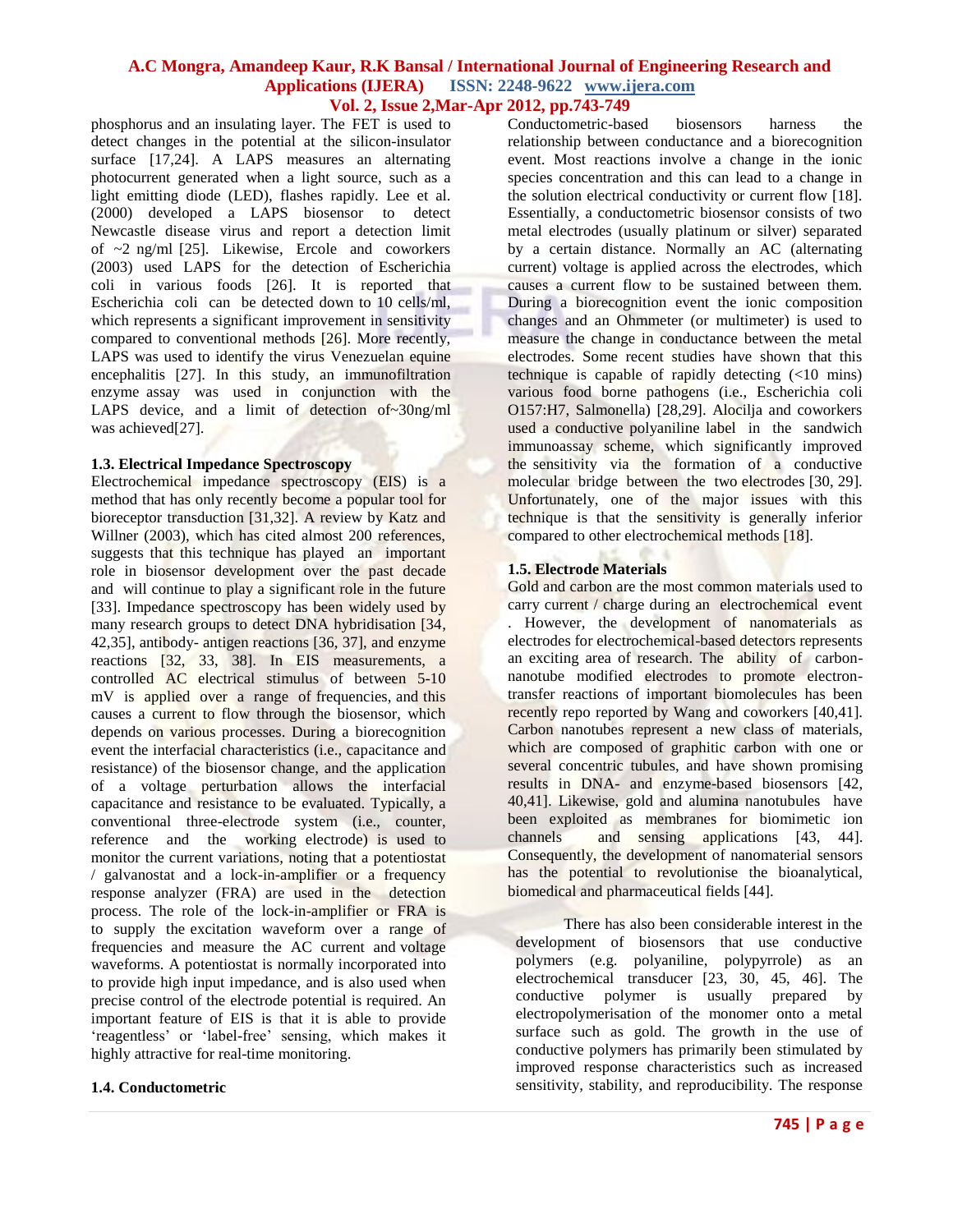phosphorus and an insulating layer. The FET is used to detect changes in the potential at the silicon-insulator surface [17,24]. A LAPS measures an alternating photocurrent generated when a light source, such as a light emitting diode (LED), flashes rapidly. Lee et al. (2000) developed a LAPS biosensor to detect Newcastle disease virus and report a detection limit of ~2 ng/ml [25]. Likewise, Ercole and coworkers (2003) used LAPS for the detection of Escherichia coli in various foods [26]. It is reported that Escherichia coli can be detected down to 10 cells/ml, which represents a significant improvement in sensitivity compared to conventional methods [26]. More recently, LAPS was used to identify the virus Venezuelan equine encephalitis [27]. In this study, an immunofiltration enzyme assay was used in conjunction with the LAPS device, and a limit of detection of~30ng/ml was achieved[27].

### 1.3. Electrical Impedance Spectroscopy

Electrochemical impedance spectroscopy (EIS) is a method that has only recently become a popular tool for bioreceptor transduction [31,32]. A review by Katz and Willner (2003), which has cited almost 200 references, suggests that this technique has played an important role in biosensor development over the past decade and will continue to play a significant role in the future [33]. Impedance spectroscopy has been widely used by many research groups to detect DNA hybridisation [34, 42,35], antibody- antigen reactions [36, 37], and enzyme reactions [32, 33, 38]. In EIS measurements, a controlled AC electrical stimulus of between 5-10 mV is applied over a range of frequencies, and this causes a current to flow through the biosensor, which depends on various processes. During a biorecognition event the interfacial characteristics (i.e., capacitance and resistance) of the biosensor change, and the application of a voltage perturbation allows the interfacial capacitance and resistance to be evaluated. Typically, a conventional three-electrode system (i.e., counter, reference and the working electrode) is used to monitor the current variations, noting that a potentiostat / galvanostat and a lock-in-amplifier or a frequency response analyzer (FRA) are used in the detection process. The role of the lock-in-amplifier or FRA is to supply the excitation waveform over a range of frequencies and measure the AC current and voltage waveforms. A potentiostat is normally incorporated into to provide high input impedance, and is also used when precise control of the electrode potential is required. An important feature of EIS is that it is able to provide 'reagentless' or 'label-free' sensing, which makes it highly attractive for real-time monitoring.

### 1.4. Conductometric

Conductometric-based biosensors harness the relationship between conductance and a biorecognition event. Most reactions involve a change in the ionic species concentration and this can lead to a change in the solution electrical conductivity or current flow [18]. Essentially, a conductometric biosensor consists of two metal electrodes (usually platinum or silver) separated by a certain distance. Normally an AC (alternating current) voltage is applied across the electrodes, which causes a current flow to be sustained between them. During a biorecognition event the ionic composition changes and an Ohmmeter (or multimeter) is used to measure the change in conductance between the metal electrodes. Some recent studies have shown that this technique is capable of rapidly detecting (<10 mins) various food borne pathogens (i.e., Escherichia coli O157:H7, Salmonella) [28,29]. Alocilja and coworkers used a conductive polyaniline label in the sandwich immunoassay scheme, which significantly improved the sensitivity via the formation of a conductive molecular bridge between the two electrodes [30, 29]. Unfortunately, one of the major issues with this technique is that the sensitivity is generally inferior compared to other electrochemical methods [18].

### 1.5. Electrode Materials

Gold and carbon are the most common materials used to carry current / charge during an electrochemical event . However, the development of nanomaterials as electrodes for electrochemical-based detectors represents an exciting area of research. The ability of carbon-nanotube modified electrodes to promote electron-transfer reactions of important biomolecules has been recently repo reported by Wang and coworkers [40,41]. Carbon nanotubes represent a new class of materials, which are composed of graphitic carbon with one or several concentric tubules, and have shown promising results in DNA- and enzyme-based biosensors [42, 40,41]. Likewise, gold and alumina nanotubules have been exploited as membranes for biomimetic ion channels and sensing applications [43, 44]. Consequently, the development of nanomaterial sensors has the potential to revolutionise the bioanalytical, biomedical and pharmaceutical fields [44].

There has also been considerable interest in the development of biosensors that use conductive polymers (e.g. polyaniline, polypyrrole) as an electrochemical transducer [23, 30, 45, 46]. The conductive polymer is usually prepared by electropolymerisation of the monomer onto a metal surface such as gold. The growth in the use of conductive polymers has primarily been stimulated by improved response characteristics such as increased sensitivity, stability, and reproducibility. The response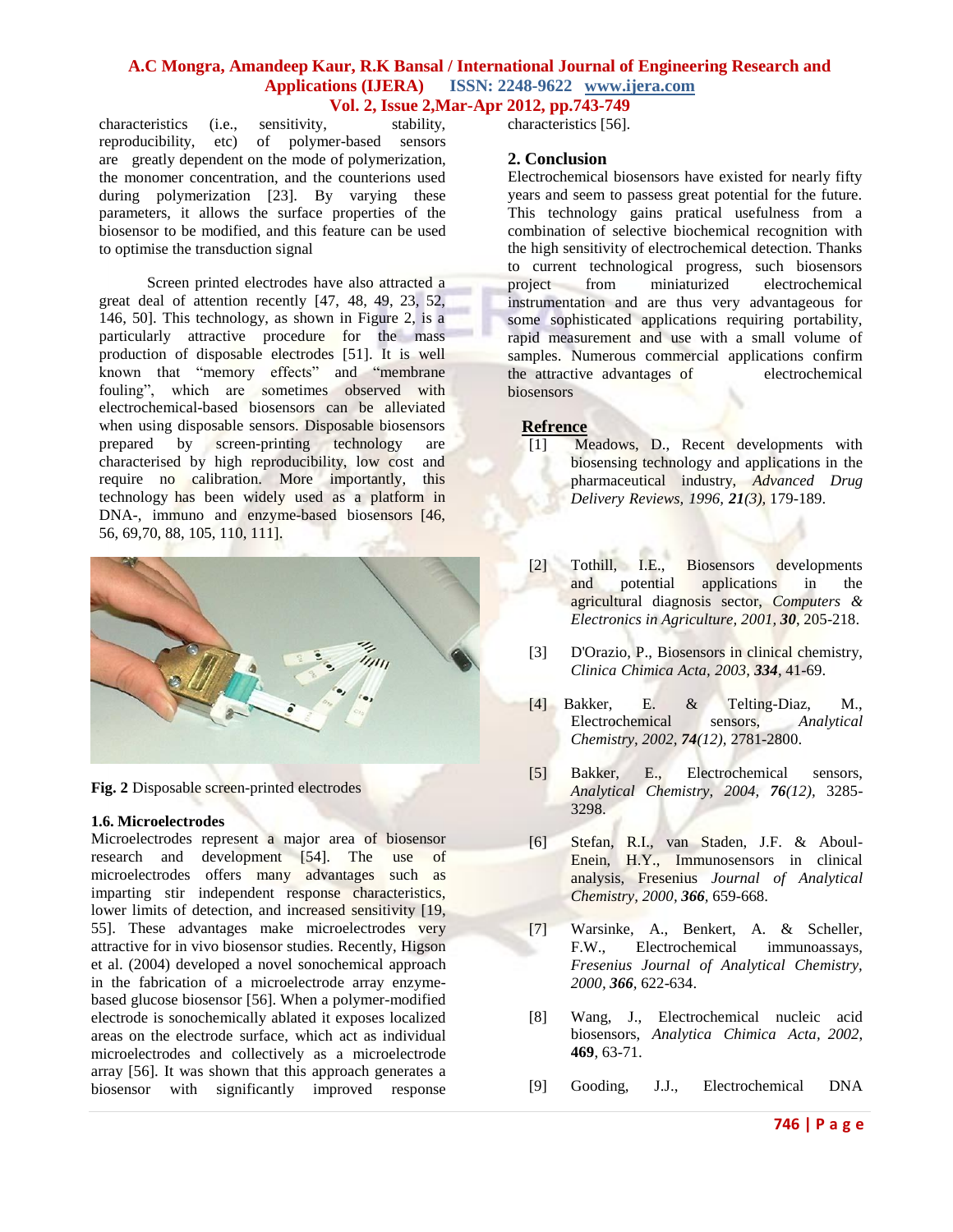characteristics (i.e., sensitivity, stability, reproducibility, etc) of polymer-based sensors are greatly dependent on the mode of polymerization, the monomer concentration, and the counterions used during polymerization [23]. By varying these parameters, it allows the surface properties of the biosensor to be modified, and this feature can be used to optimise the transduction signal

Screen printed electrodes have also attracted a great deal of attention recently [47, 48, 49, 23, 52, 146, 50]. This technology, as shown in Figure 2, is a particularly attractive procedure for the mass production of disposable electrodes [51]. It is well known that "memory effects" and "membrane fouling", which are sometimes observed with electrochemical-based biosensors can be alleviated when using disposable sensors. Disposable biosensors prepared by screen-printing technology are characterised by high reproducibility, low cost and require no calibration. More importantly, this technology has been widely used as a platform in DNA-, immuno and enzyme-based biosensors [46, 56, 69,70, 88, 105, 110, 111].

**Fig. 2** Disposable screen-printed electrodes

### 1.6. Microelectrodes

Microelectrodes represent a major area of biosensor research and development [54]. The use of microelectrodes offers many advantages such as imparting stir independent response characteristics, lower limits of detection, and increased sensitivity [19, 55]. These advantages make microelectrodes very attractive for in vivo biosensor studies. Recently, Higson et al. (2004) developed a novel sonochemical approach in the fabrication of a microelectrode array enzyme-based glucose biosensor [56]. When a polymer-modified electrode is sonochemically ablated it exposes localized areas on the electrode surface, which act as individual microelectrodes and collectively as a microelectrode array [56]. It was shown that this approach generates a biosensor with significantly improved response characteristics [56].

## 2. Conclusion

Electrochemical biosensors have existed for nearly fifty years and seem to passess great potential for the future. This technology gains pratical usefulness from a combination of selective biochemical recognition with the high sensitivity of electrochemical detection. Thanks to current technological progress, such biosensors project from miniaturized electrochemical instrumentation and are thus very advantageous for some sophisticated applications requiring portability, rapid measurement and use with a small volume of samples. Numerous commercial applications confirm the attractive advantages of electrochemical biosensors

## Refrence

[1] Meadows, D., Recent developments with biosensing technology and applications in the pharmaceutical industry, *Advanced Drug Delivery Reviews, 1996, **21**(3),* 179-189.

[2] Tothill, I.E., Biosensors developments and potential applications in the agricultural diagnosis sector, *Computers & Electronics in Agriculture, 2001, **30***, 205-218.

[3] D'Orazio, P., Biosensors in clinical chemistry, *Clinica Chimica Acta, 2003, **334***, 41-69.

[4] Bakker, E. & Telting-Diaz, M., Electrochemical sensors, *Analytical Chemistry, 2002, **74**(12)*, 2781-2800.

[5] Bakker, E., Electrochemical sensors, *Analytical Chemistry, 2004, **76**(12),* 3285-3298.

[6] Stefan, R.I., van Staden, J.F. & Aboul-Enein, H.Y., Immunosensors in clinical analysis, Fresenius *Journal of Analytical Chemistry, 2000, **366***, 659-668.

[7] Warsinke, A., Benkert, A. & Scheller, F.W., Electrochemical immunoassays, *Fresenius Journal of Analytical Chemistry, 2000, **366***, 622-634.

[8] Wang, J., Electrochemical nucleic acid biosensors, *Analytica Chimica Acta, 2002,* **469**, 63-71.

[9] Gooding, J.J., Electrochemical DNA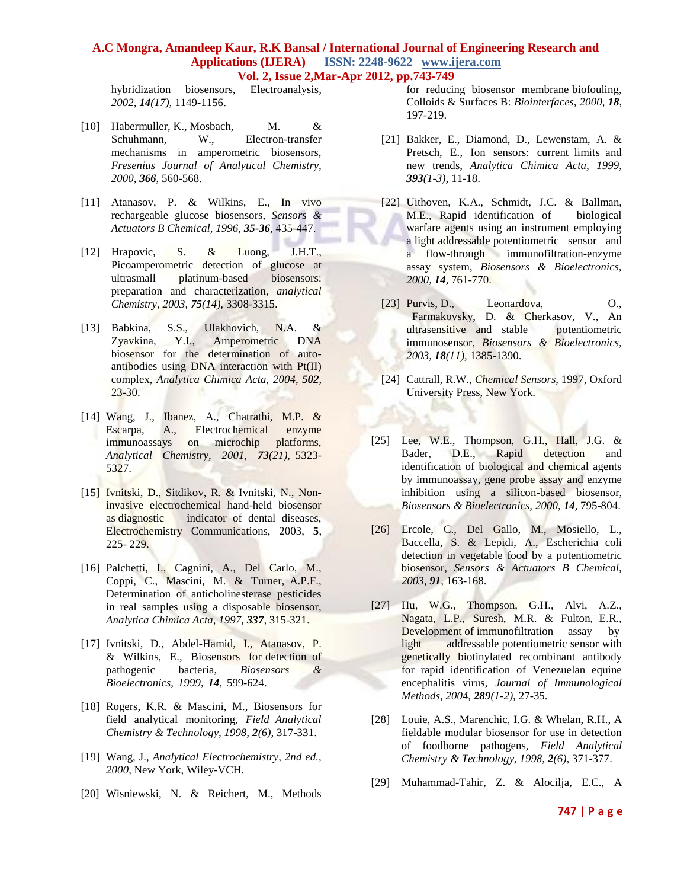hybridization biosensors, Electroanalysis, *2002*, ***14****(17)*, 1149-1156.

[10] Habermuller, K., Mosbach, M. & Schuhmann, W., Electron-transfer mechanisms in amperometric biosensors, *Fresenius Journal of Analytical Chemistry, 2000*, ***366***, 560-568.

[11] Atanasov, P. & Wilkins, E., In vivo rechargeable glucose biosensors, *Sensors & Actuators B Chemical, 1996*, ***35-36***, 435-447.

[12] Hrapovic, S. & Luong, J.H.T., Picoamperometric detection of glucose at ultrasmall platinum-based biosensors: preparation and characterization, *analytical Chemistry, 2003*, ***75****(14)*, 3308-3315.

[13] Babkina, S.S., Ulakhovich, N.A. & Zyavkina, Y.I., Amperometric DNA biosensor for the determination of auto-antibodies using DNA interaction with Pt(II) complex, *Analytica Chimica Acta, 2004*, ***502***, 23-30.

[14] Wang, J., Ibanez, A., Chatrathi, M.P. & Escarpa, A., Electrochemical enzyme immunoassays on microchip platforms, *Analytical Chemistry, 2001*, ***73****(21)*, 5323-5327.

[15] Ivnitski, D., Sitdikov, R. & Ivnitski, N., Non-invasive electrochemical hand-held biosensor as diagnostic indicator of dental diseases, Electrochemistry Communications, 2003, **5**, 225- 229.

[16] Palchetti, I., Cagnini, A., Del Carlo, M., Coppi, C., Mascini, M. & Turner, A.P.F., Determination of anticholinesterase pesticides in real samples using a disposable biosensor, *Analytica Chimica Acta, 1997*, ***337***, 315-321.

[17] Ivnitski, D., Abdel-Hamid, I., Atanasov, P. & Wilkins, E., Biosensors for detection of pathogenic bacteria, *Biosensors & Bioelectronics, 1999*, ***14***, 599-624.

[18] Rogers, K.R. & Mascini, M., Biosensors for field analytical monitoring, *Field Analytical Chemistry & Technology, 1998*, ***2****(6)*, 317-331.

[19] Wang, J., *Analytical Electrochemistry, 2nd ed., 2000*, New York, Wiley-VCH.

[20] Wisniewski, N. & Reichert, M., Methods for reducing biosensor membrane biofouling, Colloids & Surfaces B: *Biointerfaces, 2000*, ***18***, 197-219.

[21] Bakker, E., Diamond, D., Lewenstam, A. & Pretsch, E., Ion sensors: current limits and new trends, *Analytica Chimica Acta, 1999*, ***393****(1-3)*, 11-18.

[22] Uithoven, K.A., Schmidt, J.C. & Ballman, M.E., Rapid identification of biological warfare agents using an instrument employing a light addressable potentiometric sensor and a flow-through immunofiltration-enzyme assay system, *Biosensors & Bioelectronics, 2000*, ***14***, 761-770.

[23] Purvis, D., Leonardova, O., Farmakovsky, D. & Cherkasov, V., An ultrasensitive and stable potentiometric immunosensor, *Biosensors & Bioelectronics, 2003*, ***18****(11)*, 1385-1390.

[24] Cattrall, R.W., *Chemical Sensors*, 1997, Oxford University Press, New York.

[25] Lee, W.E., Thompson, G.H., Hall, J.G. & Bader, D.E., Rapid detection and identification of biological and chemical agents by immunoassay, gene probe assay and enzyme inhibition using a silicon-based biosensor, *Biosensors & Bioelectronics, 2000*, ***14***, 795-804.

[26] Ercole, C., Del Gallo, M., Mosiello, L., Baccella, S. & Lepidi, A., Escherichia coli detection in vegetable food by a potentiometric biosensor, *Sensors & Actuators B Chemical, 2003*, ***91***, 163-168.

[27] Hu, W.G., Thompson, G.H., Alvi, A.Z., Nagata, L.P., Suresh, M.R. & Fulton, E.R., Development of immunofiltration assay by light addressable potentiometric sensor with genetically biotinylated recombinant antibody for rapid identification of Venezuelan equine encephalitis virus, *Journal of Immunological Methods, 2004*, ***289****(1-2)*, 27-35.

[28] Louie, A.S., Marenchic, I.G. & Whelan, R.H., A fieldable modular biosensor for use in detection of foodborne pathogens, *Field Analytical Chemistry & Technology, 1998*, ***2****(6)*, 371-377.

[29] Muhammad-Tahir, Z. & Alocilja, E.C., A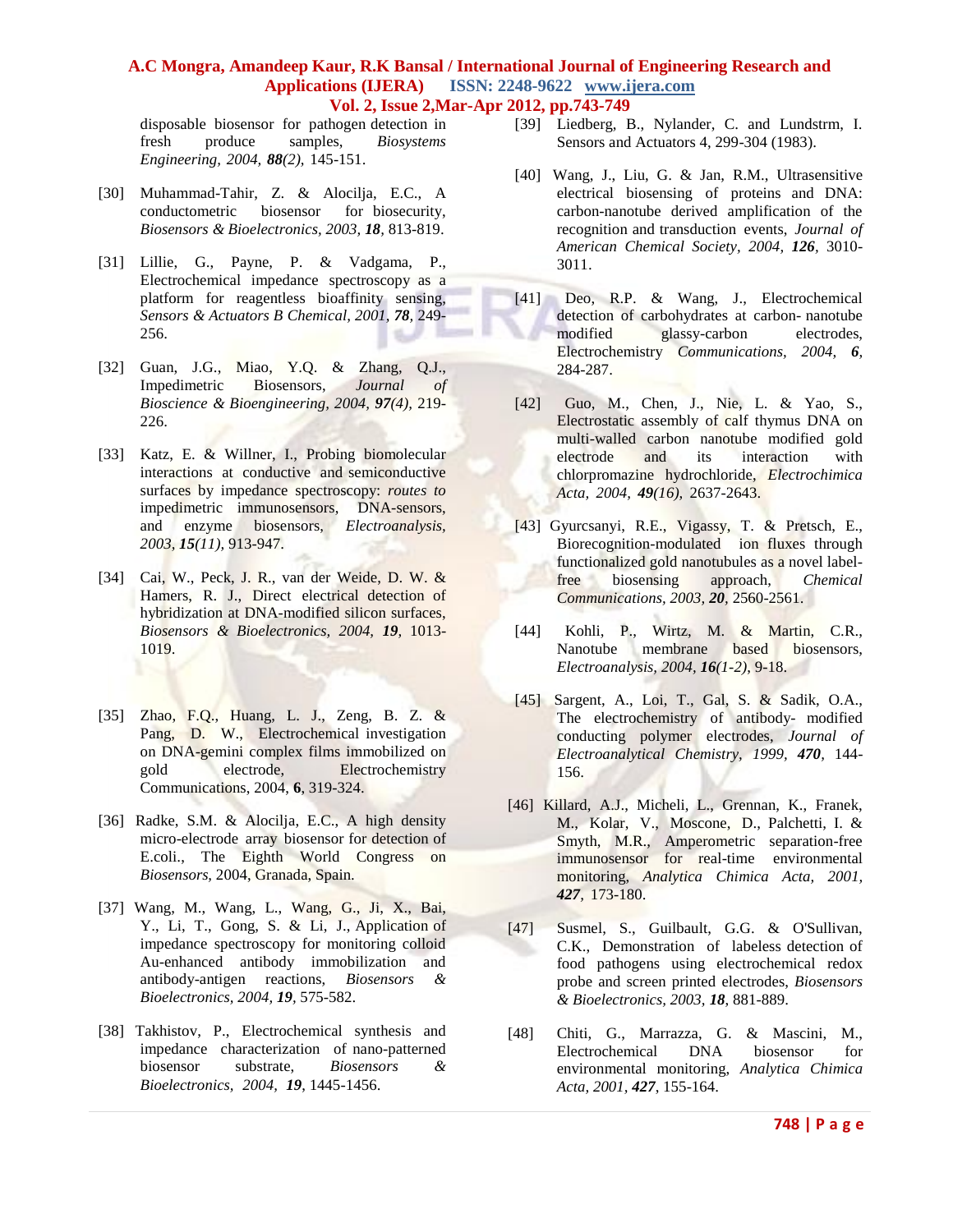disposable biosensor for pathogen detection in fresh produce samples, *Biosystems Engineering, 2004, **88**(2),* 145-151.

[30] Muhammad-Tahir, Z. & Alocilja, E.C., A conductometric biosensor for biosecurity, *Biosensors & Bioelectronics, 2003, **18**,* 813-819.

[31] Lillie, G., Payne, P. & Vadgama, P., Electrochemical impedance spectroscopy as a platform for reagentless bioaffinity sensing, *Sensors & Actuators B Chemical, 2001, **78**,* 249-256.

[32] Guan, J.G., Miao, Y.Q. & Zhang, Q.J., Impedimetric Biosensors, *Journal of Bioscience & Bioengineering, 2004, **97**(4),* 219-226.

[33] Katz, E. & Willner, I., Probing biomolecular interactions at conductive and semiconductive surfaces by impedance spectroscopy: *routes to* impedimetric immunosensors, DNA-sensors, and enzyme biosensors, *Electroanalysis, 2003, **15**(11),* 913-947.

[34] Cai, W., Peck, J. R., van der Weide, D. W. & Hamers, R. J., Direct electrical detection of hybridization at DNA-modified silicon surfaces, *Biosensors & Bioelectronics, 2004, **19**,* 1013-1019.

[35] Zhao, F.Q., Huang, L. J., Zeng, B. Z. & Pang, D. W., Electrochemical investigation on DNA-gemini complex films immobilized on gold electrode, Electrochemistry Communications, 2004, **6**, 319-324.

[36] Radke, S.M. & Alocilja, E.C., A high density micro-electrode array biosensor for detection of E.coli., The Eighth World Congress on *Biosensors,* 2004, Granada, Spain.

[37] Wang, M., Wang, L., Wang, G., Ji, X., Bai, Y., Li, T., Gong, S. & Li, J., Application of impedance spectroscopy for monitoring colloid Au-enhanced antibody immobilization and antibody-antigen reactions, *Biosensors & Bioelectronics, 2004, **19**,* 575-582.

[38] Takhistov, P., Electrochemical synthesis and impedance characterization of nano-patterned biosensor substrate, *Biosensors & Bioelectronics, 2004, **19***, 1445-1456.

[39] Liedberg, B., Nylander, C. and Lundstrm, I. Sensors and Actuators 4, 299-304 (1983).

[40] Wang, J., Liu, G. & Jan, R.M., Ultrasensitive electrical biosensing of proteins and DNA: carbon-nanotube derived amplification of the recognition and transduction events, *Journal of American Chemical Society, 2004, **126**,* 3010-3011.

[41] Deo, R.P. & Wang, J., Electrochemical detection of carbohydrates at carbon- nanotube modified glassy-carbon electrodes, Electrochemistry *Communications, 2004, **6**,* 284-287.

[42] Guo, M., Chen, J., Nie, L. & Yao, S., Electrostatic assembly of calf thymus DNA on multi-walled carbon nanotube modified gold electrode and its interaction with chlorpromazine hydrochloride, *Electrochimica Acta, 2004, **49**(16),* 2637-2643.

[43] Gyurcsanyi, R.E., Vigassy, T. & Pretsch, E., Biorecognition-modulated ion fluxes through functionalized gold nanotubules as a novel label-free biosensing approach, *Chemical Communications, 2003, **20***, 2560-2561.

[44] Kohli, P., Wirtz, M. & Martin, C.R., Nanotube membrane based biosensors, *Electroanalysis, 2004, **16**(1-2),* 9-18.

[45] Sargent, A., Loi, T., Gal, S. & Sadik, O.A., The electrochemistry of antibody- modified conducting polymer electrodes, *Journal of Electroanalytical Chemistry, 1999, **470**,* 144-156.

[46] Killard, A.J., Micheli, L., Grennan, K., Franek, M., Kolar, V., Moscone, D., Palchetti, I. & Smyth, M.R., Amperometric separation-free immunosensor for real-time environmental monitoring, *Analytica Chimica Acta, 2001, **427***, 173-180.

[47] Susmel, S., Guilbault, G.G. & O'Sullivan, C.K., Demonstration of labeless detection of food pathogens using electrochemical redox probe and screen printed electrodes, *Biosensors & Bioelectronics, 2003, **18***, 881-889.

[48] Chiti, G., Marrazza, G. & Mascini, M., Electrochemical DNA biosensor for environmental monitoring, *Analytica Chimica Acta, 2001, **427***, 155-164.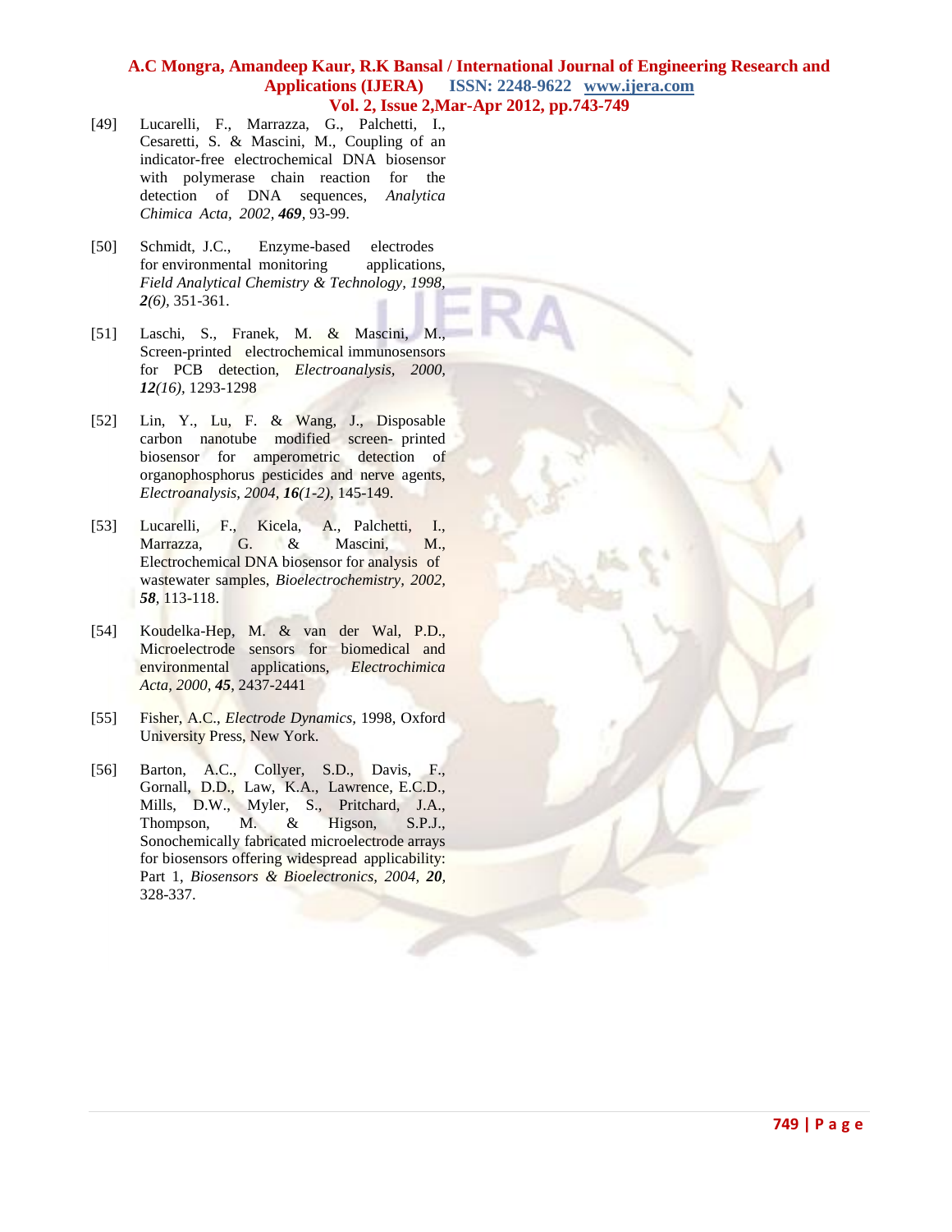[49] Lucarelli, F., Marrazza, G., Palchetti, I., Cesaretti, S. & Mascini, M., Coupling of an indicator-free electrochemical DNA biosensor with polymerase chain reaction for the detection of DNA sequences, *Analytica Chimica Acta, 2002*, ***469***, 93-99.

[50] Schmidt, J.C., Enzyme-based electrodes for environmental monitoring applications, *Field Analytical Chemistry & Technology, 1998,* ***2****(6),* 351-361.

[51] Laschi, S., Franek, M. & Mascini, M., Screen-printed electrochemical immunosensors for PCB detection, *Electroanalysis, 2000,* ***12****(16),* 1293-1298

[52] Lin, Y., Lu, F. & Wang, J., Disposable carbon nanotube modified screen- printed biosensor for amperometric detection of organophosphorus pesticides and nerve agents, *Electroanalysis, 2004,* ***16****(1-2),* 145-149.

[53] Lucarelli, F., Kicela, A., Palchetti, I., Marrazza, G. & Mascini, M., Electrochemical DNA biosensor for analysis of wastewater samples, *Bioelectrochemistry, 2002,* ***58***, 113-118.

[54] Koudelka-Hep, M. & van der Wal, P.D., Microelectrode sensors for biomedical and environmental applications, *Electrochimica Acta, 2000,* ***45***, 2437-2441

[55] Fisher, A.C., *Electrode Dynamics,* 1998, Oxford University Press, New York.

[56] Barton, A.C., Collyer, S.D., Davis, F., Gornall, D.D., Law, K.A., Lawrence, E.C.D., Mills, D.W., Myler, S., Pritchard, J.A., Thompson, M. & Higson, S.P.J., Sonochemically fabricated microelectrode arrays for biosensors offering widespread applicability: Part 1, *Biosensors & Bioelectronics, 2004,* ***20***, 328-337.